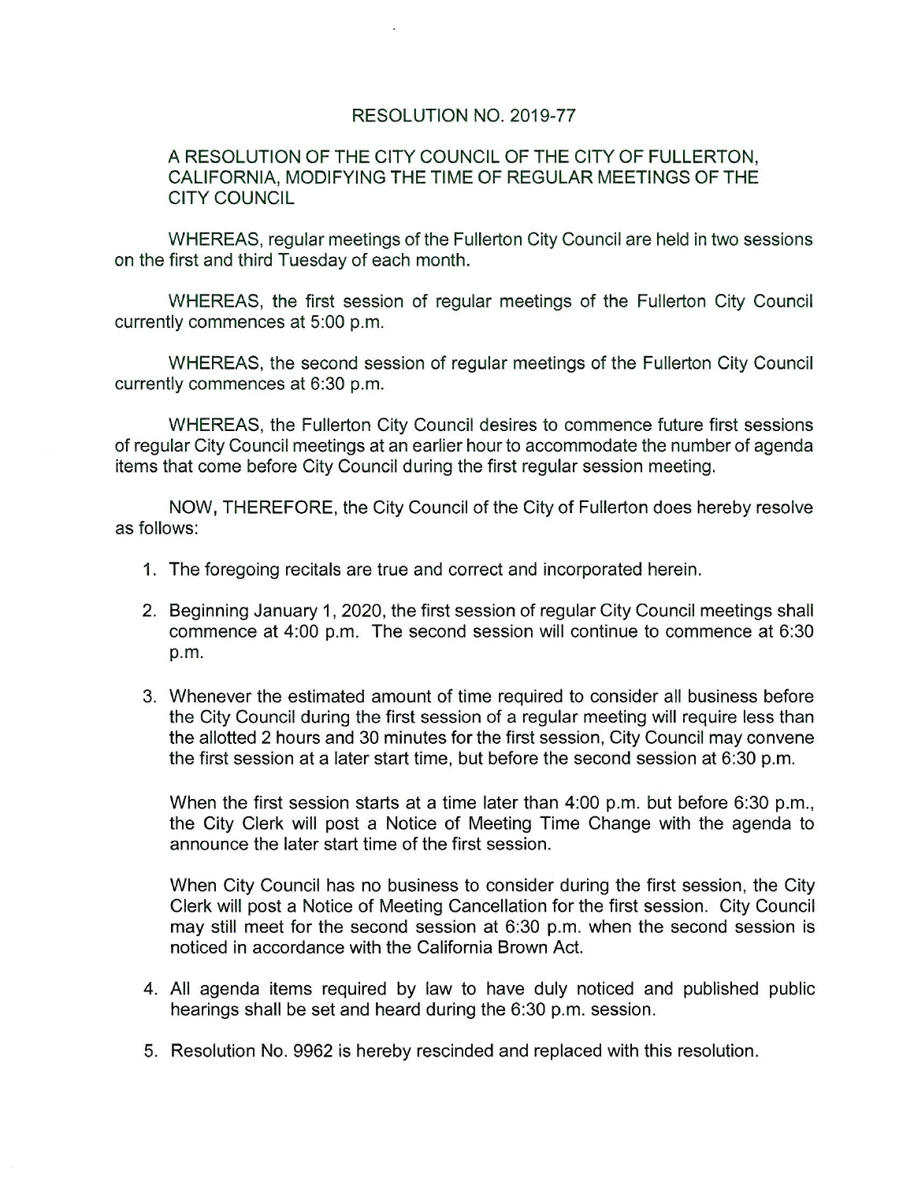# RESOLUTION NO. 2019-77

## A RESOLUTION OF THE CITY COUNCIL OF THE CITY OF FULLERTON, CALIFORNIA, MODIFYING THE TIME OF REGULAR MEETINGS OF THE CITY COUNCIL

WHEREAS, regular meetings of the Fullerton City Council are held in two sessions on the first and third Tuesday of each month.

WHEREAS, the first session of regular meetings of the Fullerton City Council currently commences at 5:00 p.m.

WHEREAS, the second session of regular meetings of the Fullerton City Council currently commences at 6:30 p.m.

WHEREAS, the Fullerton City Council desires to commence future first sessions of regular City Council meetings at an earlier hour to accommodate the number of agenda items that come before City Council during the first regular session meeting.

NOW, THEREFORE, the City Council of the City of Fullerton does hereby resolve as follows:

1. The foregoing recitals are true and correct and incorporated herein.

2. Beginning January 1, 2020, the first session of regular City Council meetings shall commence at 4:00 p.m. The second session will continue to commence at 6:30 p.m.

3. Whenever the estimated amount of time required to consider all business before the City Council during the first session of a regular meeting will require less than the allotted 2 hours and 30 minutes for the first session, City Council may convene the first session at a later start time, but before the second session at 6:30 p.m.

   When the first session starts at a time later than 4:00 p.m. but before 6:30 p.m., the City Clerk will post a Notice of Meeting Time Change with the agenda to announce the later start time of the first session.

   When City Council has no business to consider during the first session, the City Clerk will post a Notice of Meeting Cancellation for the first session. City Council may still meet for the second session at 6:30 p.m. when the second session is noticed in accordance with the California Brown Act.

4. All agenda items required by law to have duly noticed and published public hearings shall be set and heard during the 6:30 p.m. session.

5. Resolution No. 9962 is hereby rescinded and replaced with this resolution.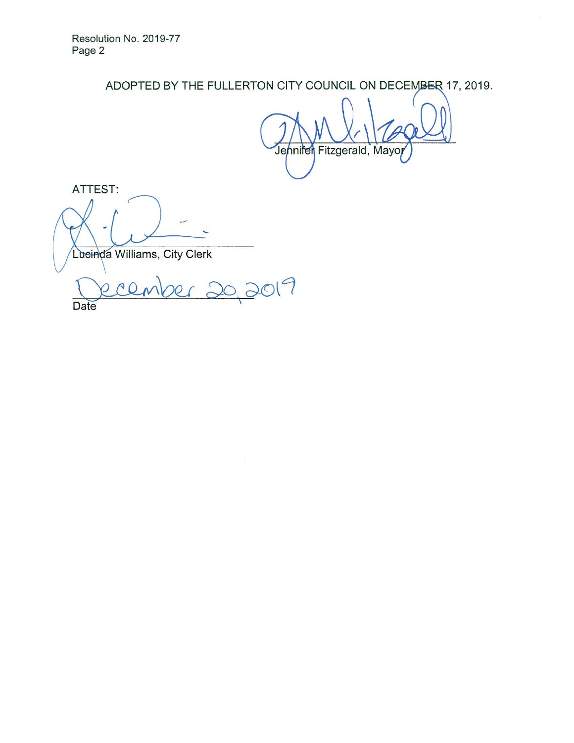ADOPTED BY THE FULLERTON CITY COUNCIL ON DECEMBER 17, 2019.

_______________________________
Jennifer Fitzgerald, Mayor

ATTEST:

_______________________________
Lucinda Williams, City Clerk

December 20, 2019
_______________________________
Date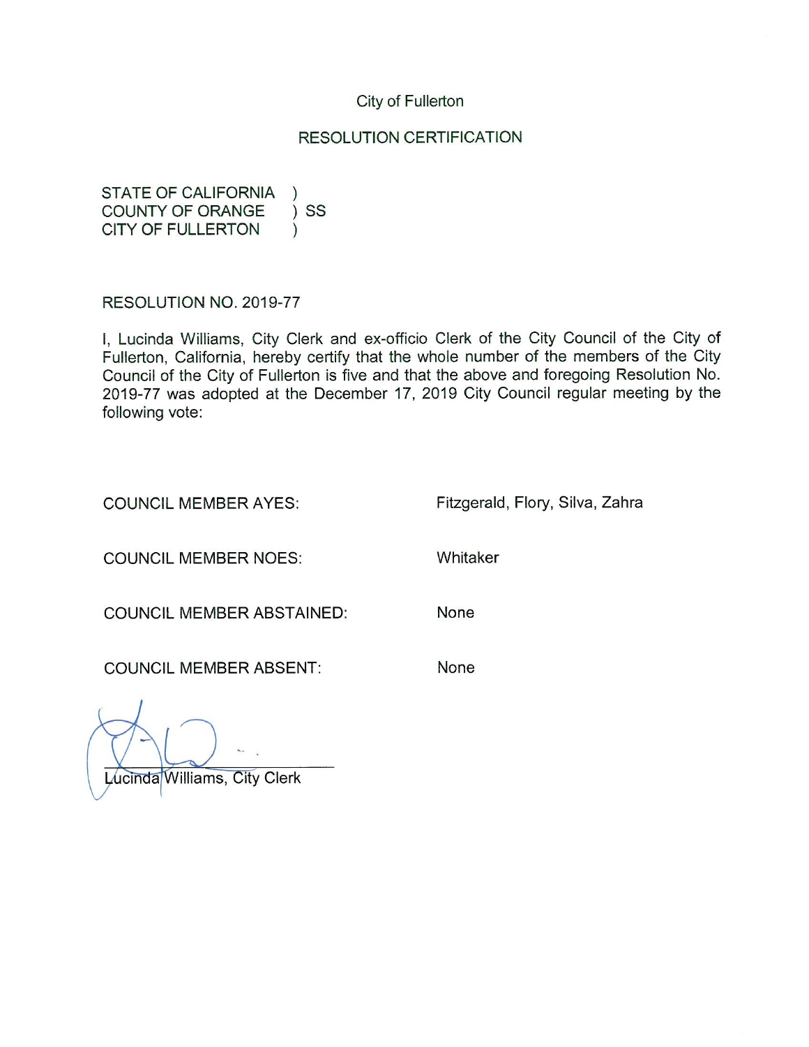City of Fullerton

RESOLUTION CERTIFICATION

STATE OF CALIFORNIA )
COUNTY OF ORANGE ) SS
CITY OF FULLERTON )

RESOLUTION NO. 2019-77

I, Lucinda Williams, City Clerk and ex-officio Clerk of the City Council of the City of Fullerton, California, hereby certify that the whole number of the members of the City Council of the City of Fullerton is five and that the above and foregoing Resolution No. 2019-77 was adopted at the December 17, 2019 City Council regular meeting by the following vote:

| | |
|---|---|
| COUNCIL MEMBER AYES: | Fitzgerald, Flory, Silva, Zahra |
| COUNCIL MEMBER NOES: | Whitaker |
| COUNCIL MEMBER ABSTAINED: | None |
| COUNCIL MEMBER ABSENT: | None |

Lucinda Williams, City Clerk